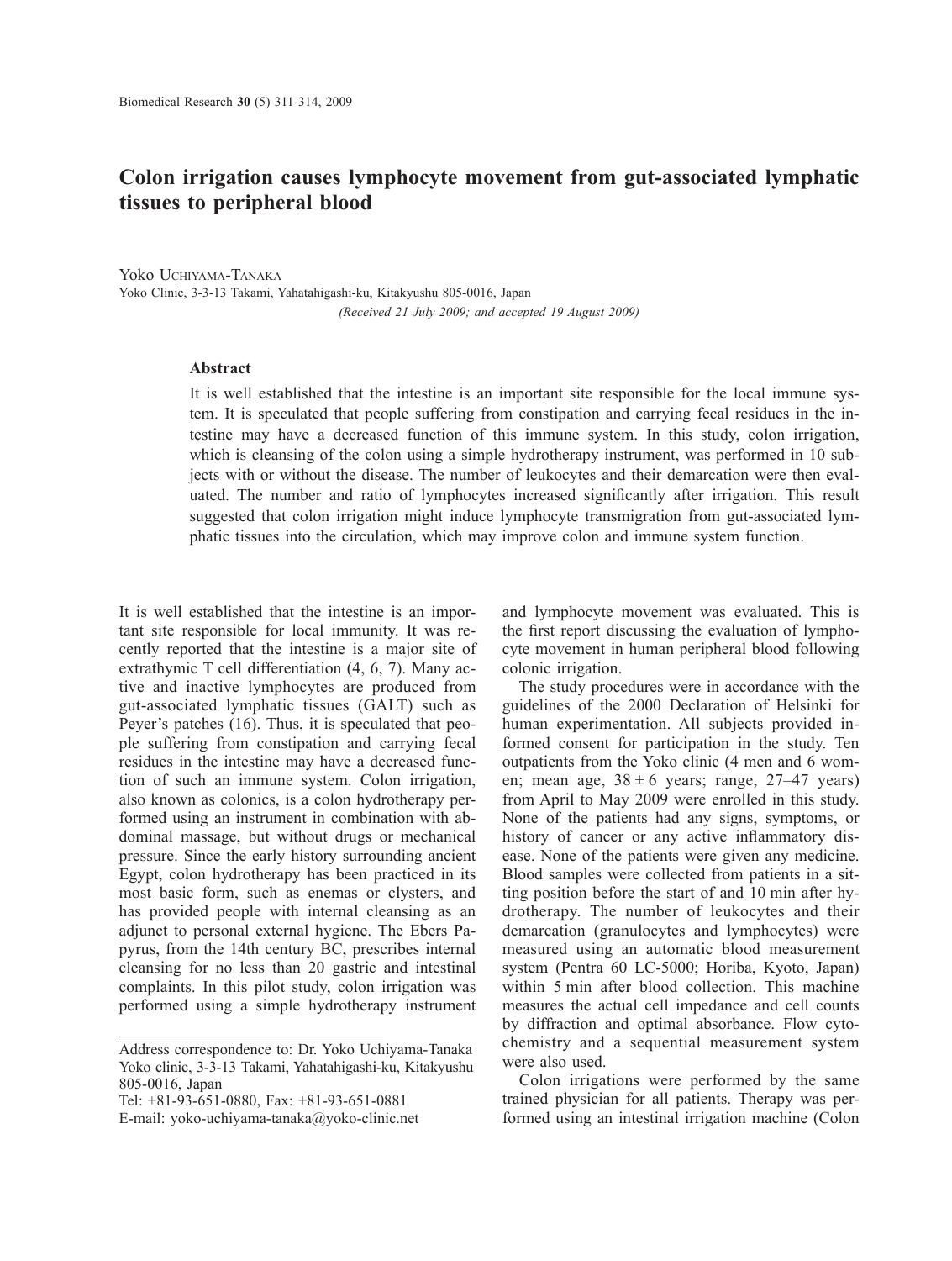# Colon irrigation causes lymphocyte movement from gut-associated lymphatic tissues to peripheral blood

Yoko Uchiyama-Tanaka

Yoko Clinic, 3-3-13 Takami, Yahatahigashi-ku, Kitakyushu 805-0016, Japan

*(Received 21 July 2009; and accepted 19 August 2009)*

## Abstract

It is well established that the intestine is an important site responsible for the local immune system. It is speculated that people suffering from constipation and carrying fecal residues in the intestine may have a decreased function of this immune system. In this study, colon irrigation, which is cleansing of the colon using a simple hydrotherapy instrument, was performed in 10 subjects with or without the disease. The number of leukocytes and their demarcation were then evaluated. The number and ratio of lymphocytes increased significantly after irrigation. This result suggested that colon irrigation might induce lymphocyte transmigration from gut-associated lymphatic tissues into the circulation, which may improve colon and immune system function.

It is well established that the intestine is an important site responsible for local immunity. It was recently reported that the intestine is a major site of extrathymic T cell differentiation (4, 6, 7). Many active and inactive lymphocytes are produced from gut-associated lymphatic tissues (GALT) such as Peyer's patches (16). Thus, it is speculated that people suffering from constipation and carrying fecal residues in the intestine may have a decreased function of such an immune system. Colon irrigation, also known as colonics, is a colon hydrotherapy performed using an instrument in combination with abdominal massage, but without drugs or mechanical pressure. Since the early history surrounding ancient Egypt, colon hydrotherapy has been practiced in its most basic form, such as enemas or clysters, and has provided people with internal cleansing as an adjunct to personal external hygiene. The Ebers Papyrus, from the 14th century BC, prescribes internal cleansing for no less than 20 gastric and intestinal complaints. In this pilot study, colon irrigation was performed using a simple hydrotherapy instrument and lymphocyte movement was evaluated. This is the first report discussing the evaluation of lymphocyte movement in human peripheral blood following colonic irrigation.

The study procedures were in accordance with the guidelines of the 2000 Declaration of Helsinki for human experimentation. All subjects provided informed consent for participation in the study. Ten outpatients from the Yoko clinic (4 men and 6 women; mean age, $38 \pm 6$ years; range, 27–47 years) from April to May 2009 were enrolled in this study. None of the patients had any signs, symptoms, or history of cancer or any active inflammatory disease. None of the patients were given any medicine. Blood samples were collected from patients in a sitting position before the start of and 10 min after hydrotherapy. The number of leukocytes and their demarcation (granulocytes and lymphocytes) were measured using an automatic blood measurement system (Pentra 60 LC-5000; Horiba, Kyoto, Japan) within 5 min after blood collection. This machine measures the actual cell impedance and cell counts by diffraction and optimal absorbance. Flow cytochemistry and a sequential measurement system were also used.

Colon irrigations were performed by the same trained physician for all patients. Therapy was performed using an intestinal irrigation machine (Colon

---

Address correspondence to: Dr. Yoko Uchiyama-Tanaka
Yoko clinic, 3-3-13 Takami, Yahatahigashi-ku, Kitakyushu 805-0016, Japan
Tel: +81-93-651-0880, Fax: +81-93-651-0881
E-mail: yoko-uchiyama-tanaka@yoko-clinic.net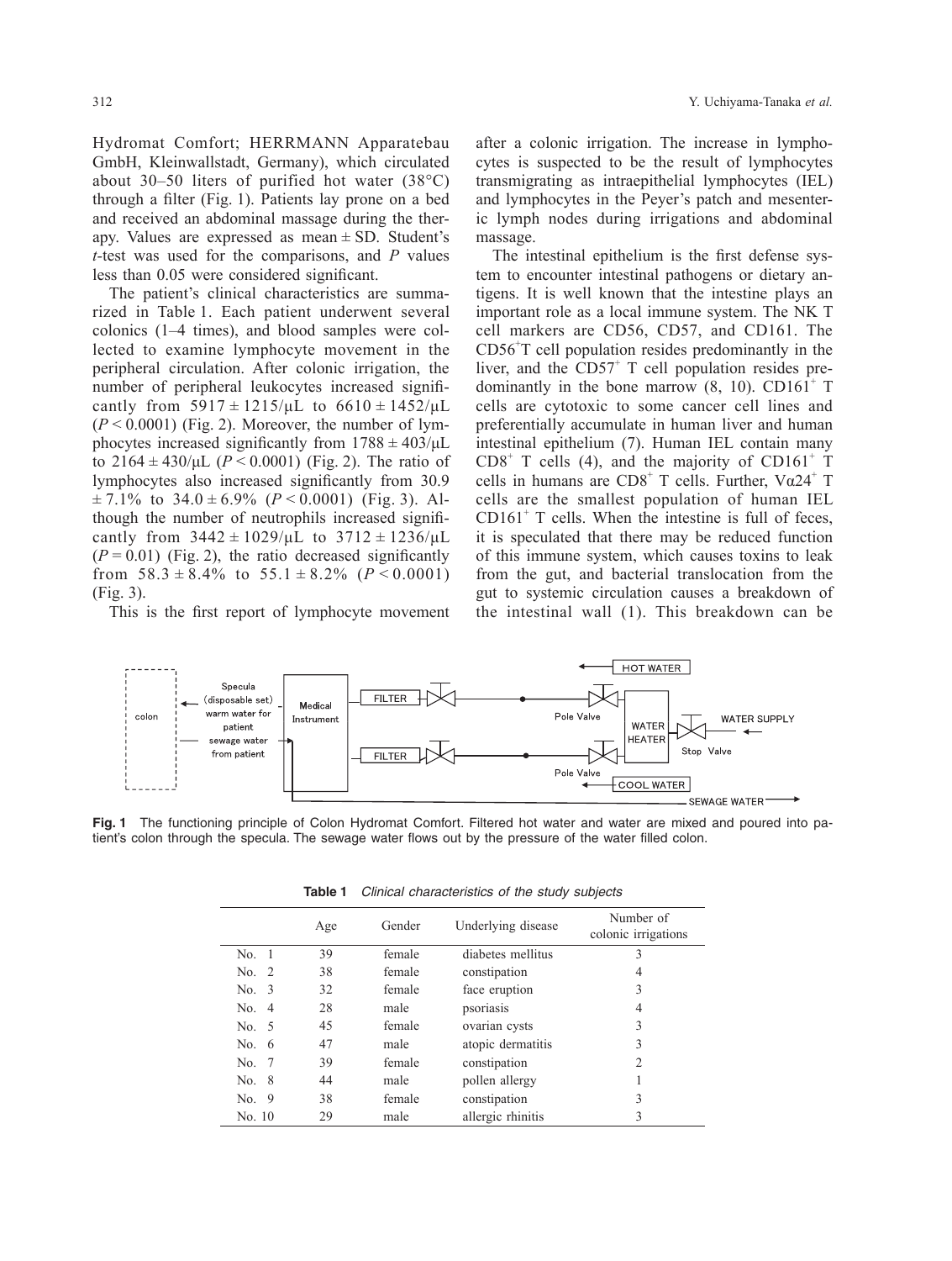Hydromat Comfort; HERRMANN Apparatebau GmbH, Kleinwallstadt, Germany), which circulated about 30–50 liters of purified hot water (38°C) through a filter (Fig. 1). Patients lay prone on a bed and received an abdominal massage during the therapy. Values are expressed as mean ± SD. Student's *t*-test was used for the comparisons, and *P* values less than 0.05 were considered significant.

The patient's clinical characteristics are summarized in Table 1. Each patient underwent several colonics (1–4 times), and blood samples were collected to examine lymphocyte movement in the peripheral circulation. After colonic irrigation, the number of peripheral leukocytes increased significantly from 5917 ± 1215/μL to 6610 ± 1452/μL ($P < 0.0001$) (Fig. 2). Moreover, the number of lymphocytes increased significantly from 1788 ± 403/μL to 2164 ± 430/μL ($P < 0.0001$) (Fig. 2). The ratio of lymphocytes also increased significantly from 30.9 ± 7.1% to 34.0 ± 6.9% ($P < 0.0001$) (Fig. 3). Although the number of neutrophils increased significantly from 3442 ± 1029/μL to 3712 ± 1236/μL ($P = 0.01$) (Fig. 2), the ratio decreased significantly from 58.3 ± 8.4% to 55.1 ± 8.2% ($P < 0.0001$) (Fig. 3).

This is the first report of lymphocyte movement after a colonic irrigation. The increase in lymphocytes is suspected to be the result of lymphocytes transmigrating as intraepithelial lymphocytes (IEL) and lymphocytes in the Peyer's patch and mesenteric lymph nodes during irrigations and abdominal massage.

The intestinal epithelium is the first defense system to encounter intestinal pathogens or dietary antigens. It is well known that the intestine plays an important role as a local immune system. The NK T cell markers are CD56, CD57, and CD161. The $CD56^+$T cell population resides predominantly in the liver, and the $CD57^+$ T cell population resides predominantly in the bone marrow (8, 10). $CD161^+$ T cells are cytotoxic to some cancer cell lines and preferentially accumulate in human liver and human intestinal epithelium (7). Human IEL contain many $CD8^+$ T cells (4), and the majority of $CD161^+$ T cells in humans are $CD8^+$ T cells. Further, $V\alpha24^+$ T cells are the smallest population of human IEL $CD161^+$ T cells. When the intestine is full of feces, it is speculated that there may be reduced function of this immune system, which causes toxins to leak from the gut, and bacterial translocation from the gut to systemic circulation causes a breakdown of the intestinal wall (1). This breakdown can be

**Fig. 1** The functioning principle of Colon Hydromat Comfort. Filtered hot water and water are mixed and poured into patient's colon through the specula. The sewage water flows out by the pressure of the water filled colon.

**Table 1** *Clinical characteristics of the study subjects*

| | Age | Gender | Underlying disease | Number of colonic irrigations |
|---|---|---|---|---|
| No. 1 | 39 | female | diabetes mellitus | 3 |
| No. 2 | 38 | female | constipation | 4 |
| No. 3 | 32 | female | face eruption | 3 |
| No. 4 | 28 | male | psoriasis | 4 |
| No. 5 | 45 | female | ovarian cysts | 3 |
| No. 6 | 47 | male | atopic dermatitis | 3 |
| No. 7 | 39 | female | constipation | 2 |
| No. 8 | 44 | male | pollen allergy | 1 |
| No. 9 | 38 | female | constipation | 3 |
| No. 10 | 29 | male | allergic rhinitis | 3 |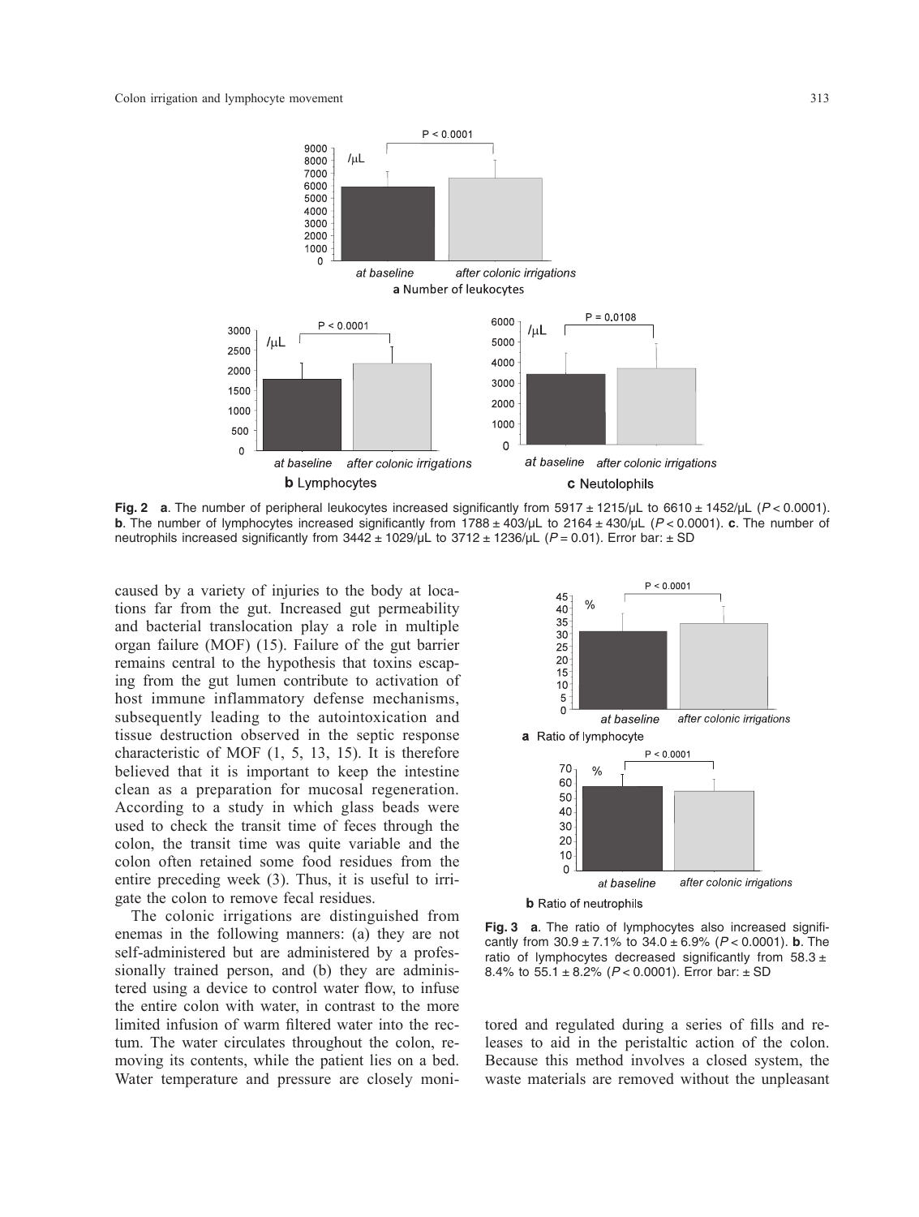**Fig. 2** **a**. The number of peripheral leukocytes increased significantly from 5917 ± 1215/μL to 6610 ± 1452/μL ($P < 0.0001$). **b**. The number of lymphocytes increased significantly from 1788 ± 403/μL to 2164 ± 430/μL ($P < 0.0001$). **c**. The number of neutrophils increased significantly from 3442 ± 1029/μL to 3712 ± 1236/μL ($P = 0.01$). Error bar: ± SD

caused by a variety of injuries to the body at locations far from the gut. Increased gut permeability and bacterial translocation play a role in multiple organ failure (MOF) (15). Failure of the gut barrier remains central to the hypothesis that toxins escaping from the gut lumen contribute to activation of host immune inflammatory defense mechanisms, subsequently leading to the autointoxication and tissue destruction observed in the septic response characteristic of MOF (1, 5, 13, 15). It is therefore believed that it is important to keep the intestine clean as a preparation for mucosal regeneration. According to a study in which glass beads were used to check the transit time of feces through the colon, the transit time was quite variable and the colon often retained some food residues from the entire preceding week (3). Thus, it is useful to irrigate the colon to remove fecal residues.

The colonic irrigations are distinguished from enemas in the following manners: (a) they are not self-administered but are administered by a professionally trained person, and (b) they are administered using a device to control water flow, to infuse the entire colon with water, in contrast to the more limited infusion of warm filtered water into the rectum. The water circulates throughout the colon, removing its contents, while the patient lies on a bed. Water temperature and pressure are closely monitored and regulated during a series of fills and releases to aid in the peristaltic action of the colon. Because this method involves a closed system, the waste materials are removed without the unpleasant

**Fig. 3** **a**. The ratio of lymphocytes also increased significantly from 30.9 ± 7.1% to 34.0 ± 6.9% ($P < 0.0001$). **b**. The ratio of lymphocytes decreased significantly from 58.3 ± 8.4% to 55.1 ± 8.2% ($P < 0.0001$). Error bar: ± SD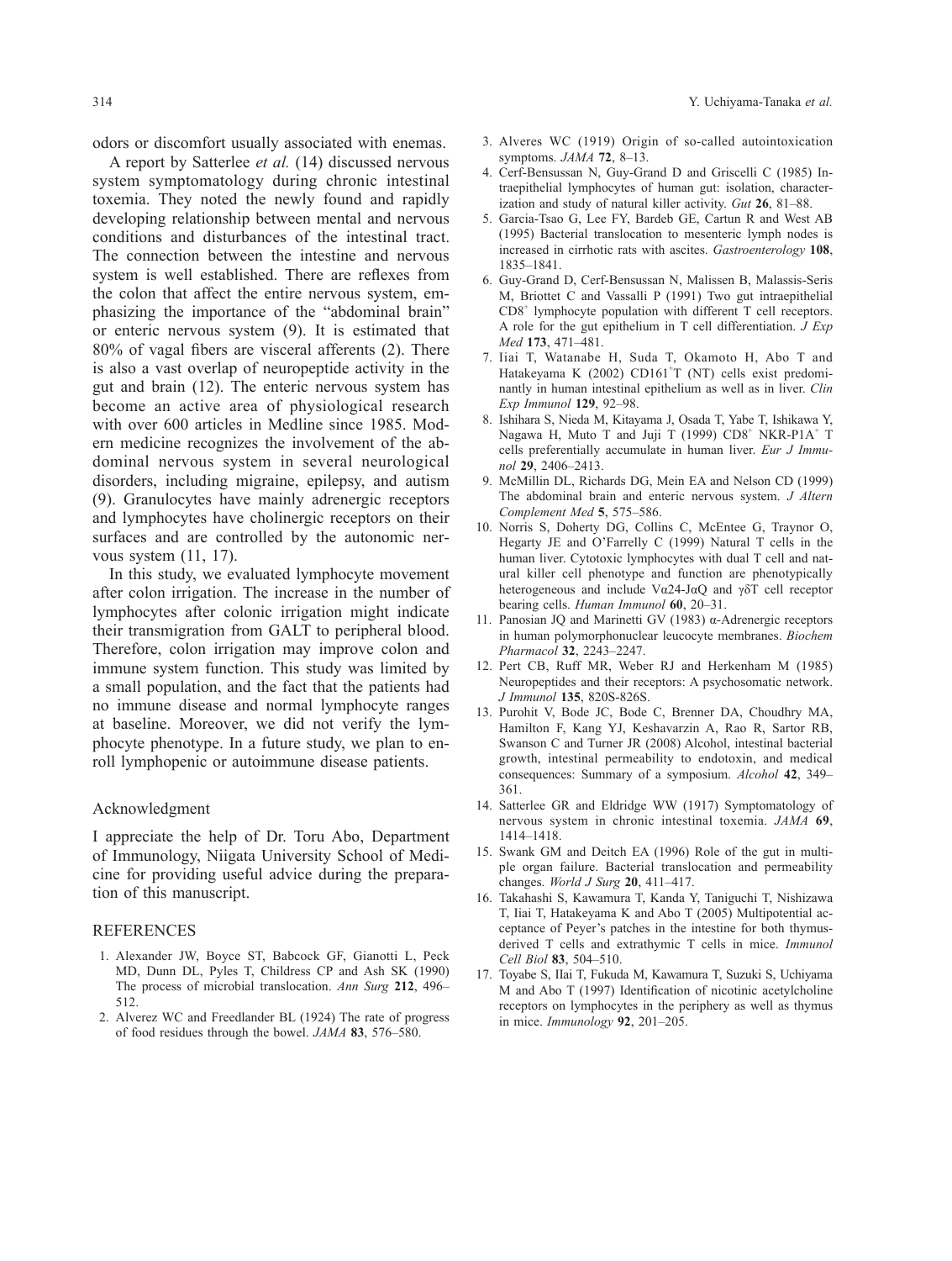odors or discomfort usually associated with enemas.

A report by Satterlee *et al.* (14) discussed nervous system symptomatology during chronic intestinal toxemia. They noted the newly found and rapidly developing relationship between mental and nervous conditions and disturbances of the intestinal tract. The connection between the intestine and nervous system is well established. There are reflexes from the colon that affect the entire nervous system, emphasizing the importance of the "abdominal brain" or enteric nervous system (9). It is estimated that 80% of vagal fibers are visceral afferents (2). There is also a vast overlap of neuropeptide activity in the gut and brain (12). The enteric nervous system has become an active area of physiological research with over 600 articles in Medline since 1985. Modern medicine recognizes the involvement of the abdominal nervous system in several neurological disorders, including migraine, epilepsy, and autism (9). Granulocytes have mainly adrenergic receptors and lymphocytes have cholinergic receptors on their surfaces and are controlled by the autonomic nervous system (11, 17).

In this study, we evaluated lymphocyte movement after colon irrigation. The increase in the number of lymphocytes after colonic irrigation might indicate their transmigration from GALT to peripheral blood. Therefore, colon irrigation may improve colon and immune system function. This study was limited by a small population, and the fact that the patients had no immune disease and normal lymphocyte ranges at baseline. Moreover, we did not verify the lymphocyte phenotype. In a future study, we plan to enroll lymphopenic or autoimmune disease patients.

## Acknowledgment

I appreciate the help of Dr. Toru Abo, Department of Immunology, Niigata University School of Medicine for providing useful advice during the preparation of this manuscript.

## REFERENCES

1. Alexander JW, Boyce ST, Babcock GF, Gianotti L, Peck MD, Dunn DL, Pyles T, Childress CP and Ash SK (1990) The process of microbial translocation. *Ann Surg* **212**, 496–512.
2. Alverez WC and Freedlander BL (1924) The rate of progress of food residues through the bowel. *JAMA* **83**, 576–580.
3. Alveres WC (1919) Origin of so-called autointoxication symptoms. *JAMA* **72**, 8–13.
4. Cerf-Bensussan N, Guy-Grand D and Griscelli C (1985) Intraepithelial lymphocytes of human gut: isolation, characterization and study of natural killer activity. *Gut* **26**, 81–88.
5. Garcia-Tsao G, Lee FY, Bardeb GE, Cartun R and West AB (1995) Bacterial translocation to mesenteric lymph nodes is increased in cirrhotic rats with ascites. *Gastroenterology* **108**, 1835–1841.
6. Guy-Grand D, Cerf-Bensussan N, Malissen B, Malassis-Seris M, Briottet C and Vassalli P (1991) Two gut intraepithelial $CD8^{+}$ lymphocyte population with different T cell receptors. A role for the gut epithelium in T cell differentiation. *J Exp Med* **173**, 471–481.
7. Iiai T, Watanabe H, Suda T, Okamoto H, Abo T and Hatakeyama K (2002) $CD161^{+}$T (NT) cells exist predominantly in human intestinal epithelium as well as in liver. *Clin Exp Immunol* **129**, 92–98.
8. Ishihara S, Nieda M, Kitayama J, Osada T, Yabe T, Ishikawa Y, Nagawa H, Muto T and Juji T (1999) $CD8^{+}$ NKR-P1A$^{+}$ T cells preferentially accumulate in human liver. *Eur J Immunol* **29**, 2406–2413.
9. McMillin DL, Richards DG, Mein EA and Nelson CD (1999) The abdominal brain and enteric nervous system. *J Altern Complement Med* **5**, 575–586.
10. Norris S, Doherty DG, Collins C, McEntee G, Traynor O, Hegarty JE and O'Farrelly C (1999) Natural T cells in the human liver. Cytotoxic lymphocytes with dual T cell and natural killer cell phenotype and function are phenotypically heterogeneous and include Vα24-JαQ and γδT cell receptor bearing cells. *Human Immunol* **60**, 20–31.
11. Panosian JQ and Marinetti GV (1983) α-Adrenergic receptors in human polymorphonuclear leucocyte membranes. *Biochem Pharmacol* **32**, 2243–2247.
12. Pert CB, Ruff MR, Weber RJ and Herkenham M (1985) Neuropeptides and their receptors: A psychosomatic network. *J Immunol* **135**, 820S-826S.
13. Purohit V, Bode JC, Bode C, Brenner DA, Choudhry MA, Hamilton F, Kang YJ, Keshavarzin A, Rao R, Sartor RB, Swanson C and Turner JR (2008) Alcohol, intestinal bacterial growth, intestinal permeability to endotoxin, and medical consequences: Summary of a symposium. *Alcohol* **42**, 349–361.
14. Satterlee GR and Eldridge WW (1917) Symptomatology of nervous system in chronic intestinal toxemia. *JAMA* **69**, 1414–1418.
15. Swank GM and Deitch EA (1996) Role of the gut in multiple organ failure. Bacterial translocation and permeability changes. *World J Surg* **20**, 411–417.
16. Takahashi S, Kawamura T, Kanda Y, Taniguchi T, Nishizawa T, Iiai T, Hatakeyama K and Abo T (2005) Multipotential acceptance of Peyer's patches in the intestine for both thymus-derived T cells and extrathymic T cells in mice. *Immunol Cell Biol* **83**, 504–510.
17. Toyabe S, IIai T, Fukuda M, Kawamura T, Suzuki S, Uchiyama M and Abo T (1997) Identification of nicotinic acetylcholine receptors on lymphocytes in the periphery as well as thymus in mice. *Immunology* **92**, 201–205.